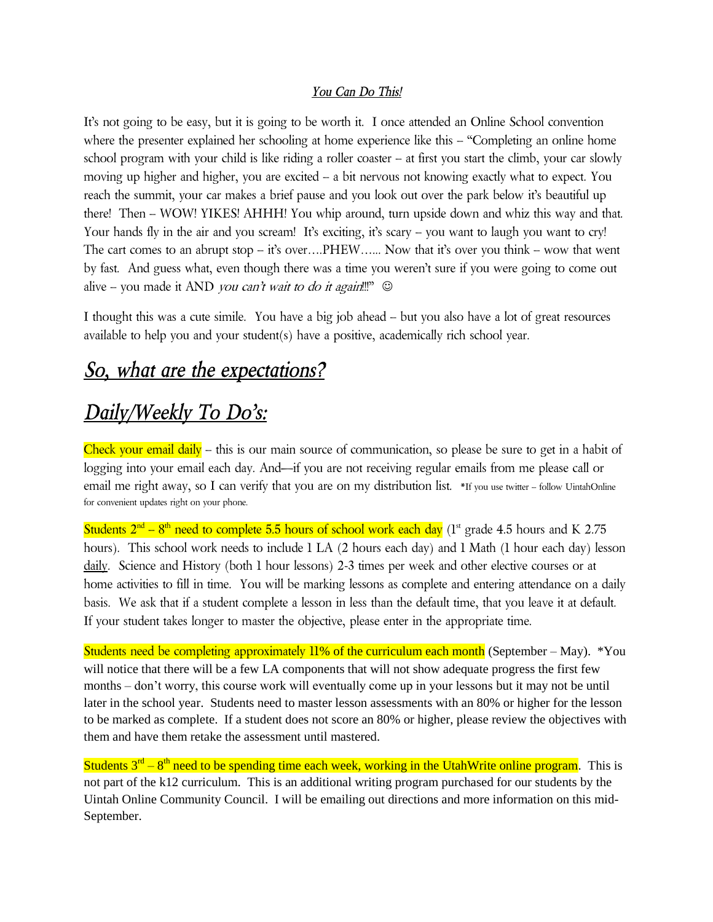*<u>You Can Do This!</u>*

It's not going to be easy, but it is going to be worth it. I once attended an Online School convention where the presenter explained her schooling at home experience like this – "Completing an online home school program with your child is like riding a roller coaster – at first you start the climb, your car slowly moving up higher and higher, you are excited – a bit nervous not knowing exactly what to expect. You reach the summit, your car makes a brief pause and you look out over the park below it's beautiful up there! Then – WOW! YIKES! AHHH! You whip around, turn upside down and whiz this way and that. Your hands fly in the air and you scream! It's exciting, it's scary – you want to laugh you want to cry! The cart comes to an abrupt stop – it's over….PHEW…... Now that it's over you think – wow that went by fast. And guess what, even though there was a time you weren't sure if you were going to come out alive – you made it AND *you can't wait to do it again!!!*" ☺

I thought this was a cute simile. You have a big job ahead – but you also have a lot of great resources available to help you and your student(s) have a positive, academically rich school year.

# *<u>So, what are the expectations?</u>*

# *<u>Daily/Weekly To Do's:</u>*

Check your email daily – this is our main source of communication, so please be sure to get in a habit of logging into your email each day. And—if you are not receiving regular emails from me please call or email me right away, so I can verify that you are on my distribution list. *If you use twitter – follow UintahOnline for convenient updates right on your phone.

Students 2nd – 8th need to complete 5.5 hours of school work each day (1st grade 4.5 hours and K 2.75 hours). This school work needs to include 1 LA (2 hours each day) and 1 Math (1 hour each day) lesson <u>daily</u>. Science and History (both 1 hour lessons) 2-3 times per week and other elective courses or at home activities to fill in time. You will be marking lessons as complete and entering attendance on a daily basis. We ask that if a student complete a lesson in less than the default time, that you leave it at default. If your student takes longer to master the objective, please enter in the appropriate time.

Students need be completing approximately 11% of the curriculum each month (September – May). *You will notice that there will be a few LA components that will not show adequate progress the first few months – don't worry, this course work will eventually come up in your lessons but it may not be until later in the school year. Students need to master lesson assessments with an 80% or higher for the lesson to be marked as complete. If a student does not score an 80% or higher, please review the objectives with them and have them retake the assessment until mastered.

Students 3rd – 8th need to be spending time each week, working in the UtahWrite online program. This is not part of the k12 curriculum. This is an additional writing program purchased for our students by the Uintah Online Community Council. I will be emailing out directions and more information on this mid-September.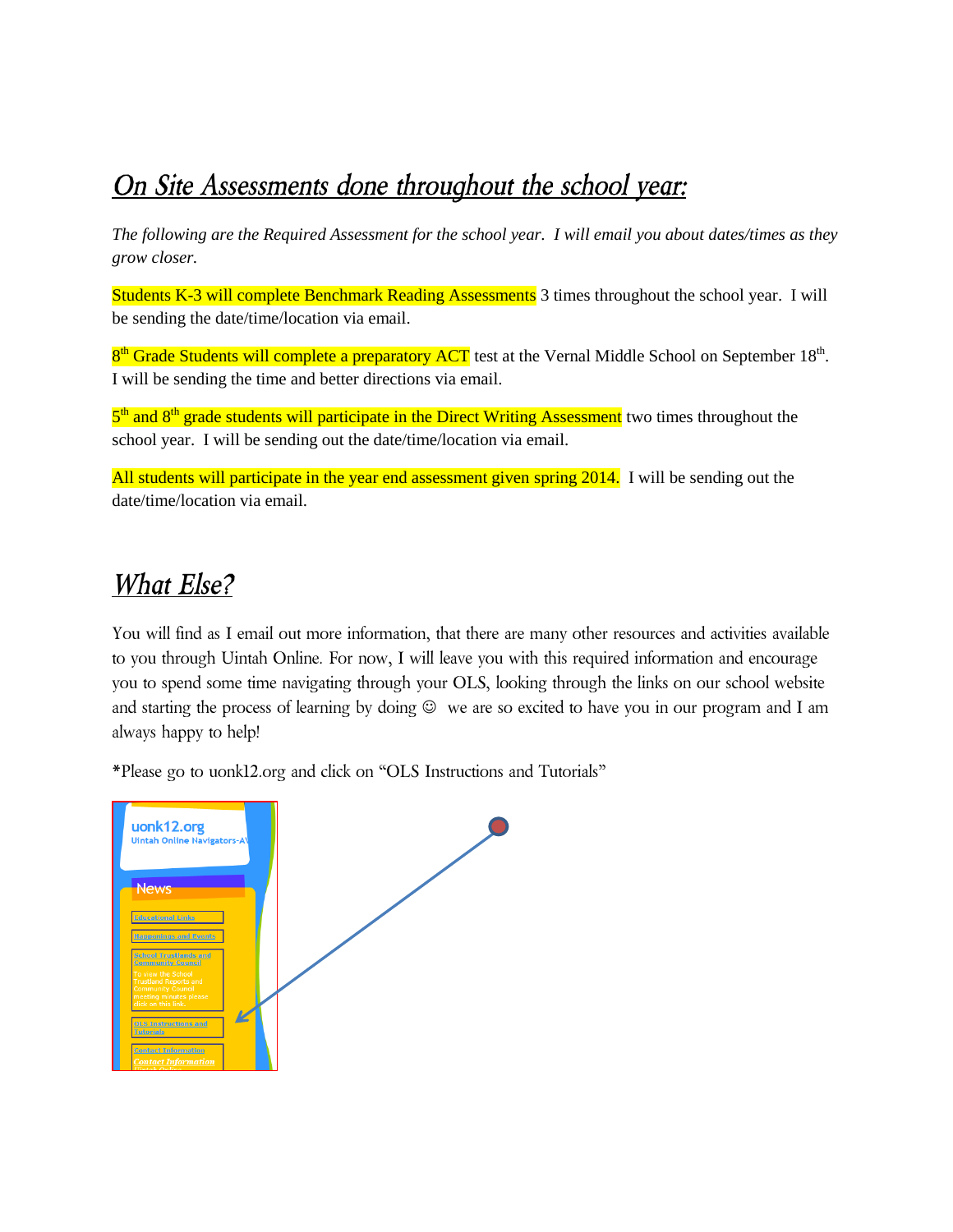## On Site Assessments done throughout the school year:

*The following are the Required Assessment for the school year. I will email you about dates/times as they grow closer.*

Students K-3 will complete Benchmark Reading Assessments 3 times throughout the school year. I will be sending the date/time/location via email.

8th Grade Students will complete a preparatory ACT test at the Vernal Middle School on September 18th. I will be sending the time and better directions via email.

5th and 8th grade students will participate in the Direct Writing Assessment two times throughout the school year. I will be sending out the date/time/location via email.

All students will participate in the year end assessment given spring 2014. I will be sending out the date/time/location via email.

## What Else?

You will find as I email out more information, that there are many other resources and activities available to you through Uintah Online. For now, I will leave you with this required information and encourage you to spend some time navigating through your OLS, looking through the links on our school website and starting the process of learning by doing ☺ we are so excited to have you in our program and I am always happy to help!

*Please go to uonk12.org and click on "OLS Instructions and Tutorials"

uonk12.org
Uintah Online Navigators-A

News

Educational Links

Happenings and Events

School Trustlands and Community Council
To view the School Trustland Reports and Community Council meeting minutes please click on this link.

OLS Instructions and Tutorials

Contact Information
Contact Information